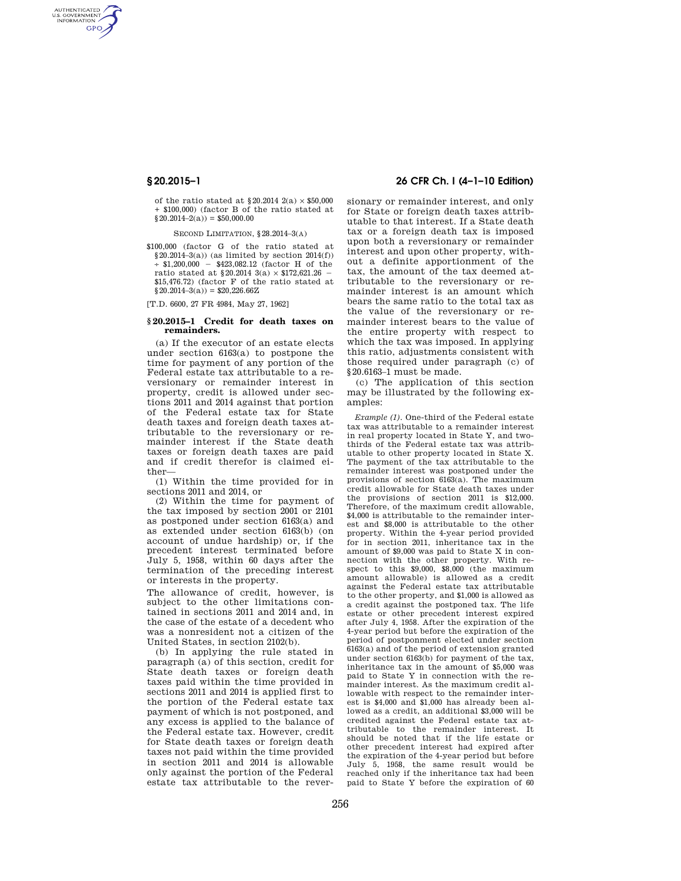of the ratio stated at §20.2014 2(a) × $50,000 + $100,000) (factor B of the ratio stated at §20.2014–2(a)) = $50,000.00

SECOND LIMITATION, §28.2014–3(A)

$100,000 (factor G of the ratio stated at §20.2014–3(a)) (as limited by section 2014(f)) ÷ $1,200,000 − $423,082.12 (factor H of the ratio stated at §20.2014 3(a) × $172,621.26 − $15,476.72) (factor F of the ratio stated at §20.2014–3(a)) = $20,226.66Z

[T.D. 6600, 27 FR 4984, May 27, 1962]

### § 20.2015–1 Credit for death taxes on remainders.

(a) If the executor of an estate elects under section 6163(a) to postpone the time for payment of any portion of the Federal estate tax attributable to a reversionary or remainder interest in property, credit is allowed under sections 2011 and 2014 against that portion of the Federal estate tax for State death taxes and foreign death taxes attributable to the reversionary or remainder interest if the State death taxes or foreign death taxes are paid and if credit therefor is claimed either—

(1) Within the time provided for in sections 2011 and 2014, or

(2) Within the time for payment of the tax imposed by section 2001 or 2101 as postponed under section 6163(a) and as extended under section 6163(b) (on account of undue hardship) or, if the precedent interest terminated before July 5, 1958, within 60 days after the termination of the preceding interest or interests in the property.

The allowance of credit, however, is subject to the other limitations contained in sections 2011 and 2014 and, in the case of the estate of a decedent who was a nonresident not a citizen of the United States, in section 2102(b).

(b) In applying the rule stated in paragraph (a) of this section, credit for State death taxes or foreign death taxes paid within the time provided in sections 2011 and 2014 is applied first to the portion of the Federal estate tax payment of which is not postponed, and any excess is applied to the balance of the Federal estate tax. However, credit for State death taxes or foreign death taxes not paid within the time provided in section 2011 and 2014 is allowable only against the portion of the Federal estate tax attributable to the reversionary or remainder interest, and only for State or foreign death taxes attributable to that interest. If a State death tax or a foreign death tax is imposed upon both a reversionary or remainder interest and upon other property, without a definite apportionment of the tax, the amount of the tax deemed attributable to the reversionary or remainder interest is an amount which bears the same ratio to the total tax as the value of the reversionary or remainder interest bears to the value of the entire property with respect to which the tax was imposed. In applying this ratio, adjustments consistent with those required under paragraph (c) of §20.6163–1 must be made.

(c) The application of this section may be illustrated by the following examples:

*Example (1)*. One-third of the Federal estate tax was attributable to a remainder interest in real property located in State Y, and two-thirds of the Federal estate tax was attributable to other property located in State X. The payment of the tax attributable to the remainder interest was postponed under the provisions of section 6163(a). The maximum credit allowable for State death taxes under the provisions of section 2011 is $12,000. Therefore, of the maximum credit allowable, $4,000 is attributable to the remainder interest and $8,000 is attributable to the other property. Within the 4-year period provided for in section 2011, inheritance tax in the amount of $9,000 was paid to State X in connection with the other property. With respect to this $9,000, $8,000 (the maximum amount allowable) is allowed as a credit against the Federal estate tax attributable to the other property, and $1,000 is allowed as a credit against the postponed tax. The life estate or other precedent interest expired after July 4, 1958. After the expiration of the 4-year period but before the expiration of the period of postponment elected under section 6163(a) and of the period of extension granted under section 6163(b) for payment of the tax, inheritance tax in the amount of $5,000 was paid to State Y in connection with the remainder interest. As the maximum credit allowable with respect to the remainder interest is $4,000 and $1,000 has already been allowed as a credit, an additional $3,000 will be credited against the Federal estate tax attributable to the remainder interest. It should be noted that if the life estate or other precedent interest had expired after the expiration of the 4-year period but before July 5, 1958, the same result would be reached only if the inheritance tax had been paid to State Y before the expiration of 60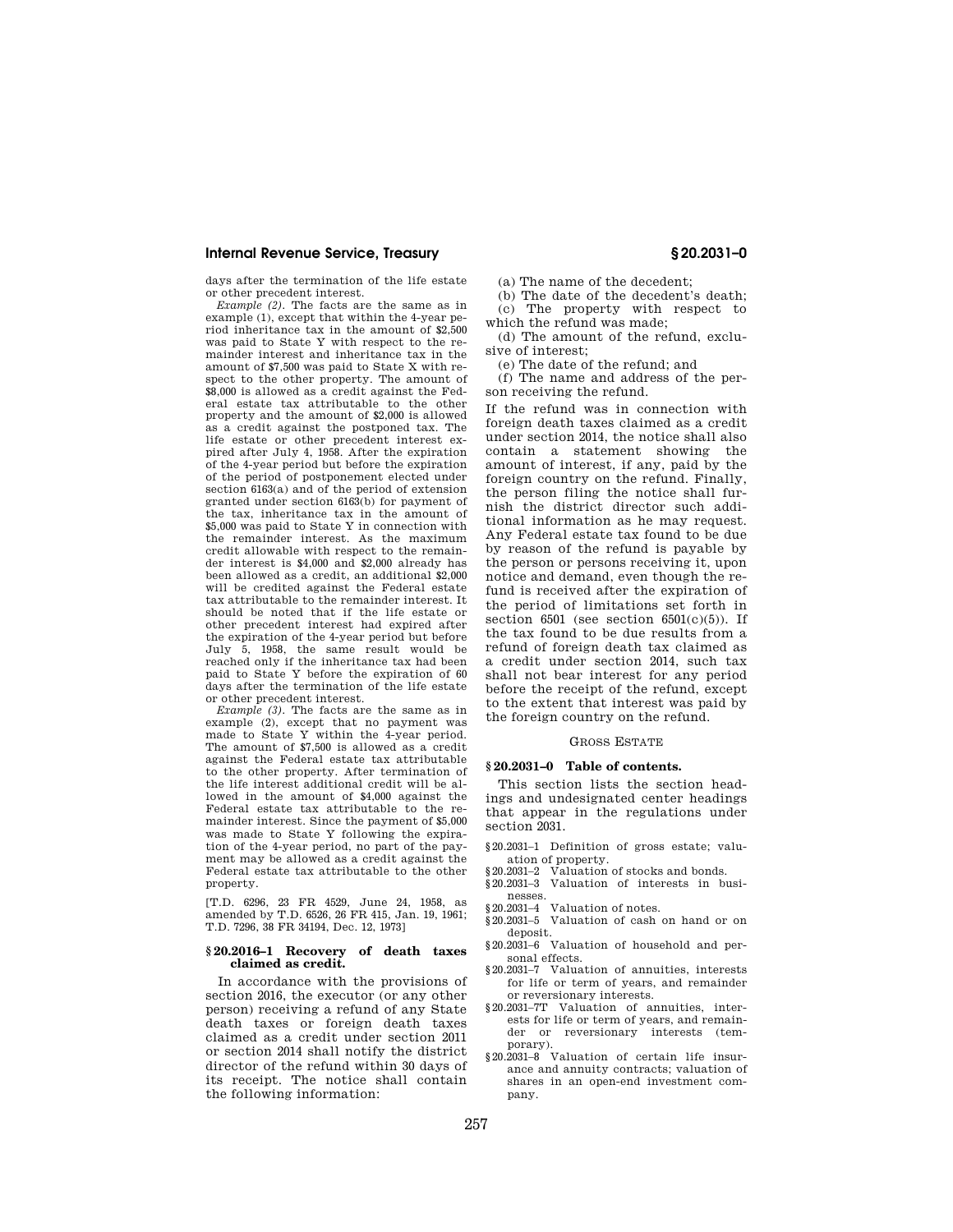days after the termination of the life estate or other precedent interest.

*Example (2).* The facts are the same as in example (1), except that within the 4-year period inheritance tax in the amount of $2,500 was paid to State Y with respect to the remainder interest and inheritance tax in the amount of $7,500 was paid to State X with respect to the other property. The amount of $8,000 is allowed as a credit against the Federal estate tax attributable to the other property and the amount of $2,000 is allowed as a credit against the postponed tax. The life estate or other precedent interest expired after July 4, 1958. After the expiration of the 4-year period but before the expiration of the period of postponement elected under section 6163(a) and of the period of extension granted under section 6163(b) for payment of the tax, inheritance tax in the amount of $5,000 was paid to State Y in connection with the remainder interest. As the maximum credit allowable with respect to the remainder interest is $4,000 and $2,000 already has been allowed as a credit, an additional $2,000 will be credited against the Federal estate tax attributable to the remainder interest. It should be noted that if the life estate or other precedent interest had expired after the expiration of the 4-year period but before July 5, 1958, the same result would be reached only if the inheritance tax had been paid to State Y before the expiration of 60 days after the termination of the life estate or other precedent interest.

*Example (3).* The facts are the same as in example (2), except that no payment was made to State Y within the 4-year period. The amount of $7,500 is allowed as a credit against the Federal estate tax attributable to the other property. After termination of the life interest additional credit will be allowed in the amount of $4,000 against the Federal estate tax attributable to the remainder interest. Since the payment of $5,000 was made to State Y following the expiration of the 4-year period, no part of the payment may be allowed as a credit against the Federal estate tax attributable to the other property.

[T.D. 6296, 23 FR 4529, June 24, 1958, as amended by T.D. 6526, 26 FR 415, Jan. 19, 1961; T.D. 7296, 38 FR 34194, Dec. 12, 1973]

### § 20.2016–1 Recovery of death taxes claimed as credit.

In accordance with the provisions of section 2016, the executor (or any other person) receiving a refund of any State death taxes or foreign death taxes claimed as a credit under section 2011 or section 2014 shall notify the district director of the refund within 30 days of its receipt. The notice shall contain the following information:

(a) The name of the decedent;

(b) The date of the decedent's death;

(c) The property with respect to which the refund was made;

(d) The amount of the refund, exclusive of interest;

(e) The date of the refund; and

(f) The name and address of the person receiving the refund.

If the refund was in connection with foreign death taxes claimed as a credit under section 2014, the notice shall also contain a statement showing the amount of interest, if any, paid by the foreign country on the refund. Finally, the person filing the notice shall furnish the district director such additional information as he may request. Any Federal estate tax found to be due by reason of the refund is payable by the person or persons receiving it, upon notice and demand, even though the refund is received after the expiration of the period of limitations set forth in section 6501 (see section 6501(c)(5)). If the tax found to be due results from a refund of foreign death tax claimed as a credit under section 2014, such tax shall not bear interest for any period before the receipt of the refund, except to the extent that interest was paid by the foreign country on the refund.

## Gross Estate

### § 20.2031–0 Table of contents.

This section lists the section headings and undesignated center headings that appear in the regulations under section 2031.

- § 20.2031–1 Definition of gross estate; valuation of property.
- § 20.2031–2 Valuation of stocks and bonds.
- § 20.2031–3 Valuation of interests in businesses.
- § 20.2031–4 Valuation of notes.
- § 20.2031–5 Valuation of cash on hand or on deposit.
- § 20.2031–6 Valuation of household and personal effects.
- § 20.2031–7 Valuation of annuities, interests for life or term of years, and remainder or reversionary interests.
- § 20.2031–7T Valuation of annuities, interests for life or term of years, and remainder or reversionary interests (temporary).
- § 20.2031–8 Valuation of certain life insurance and annuity contracts; valuation of shares in an open-end investment company.